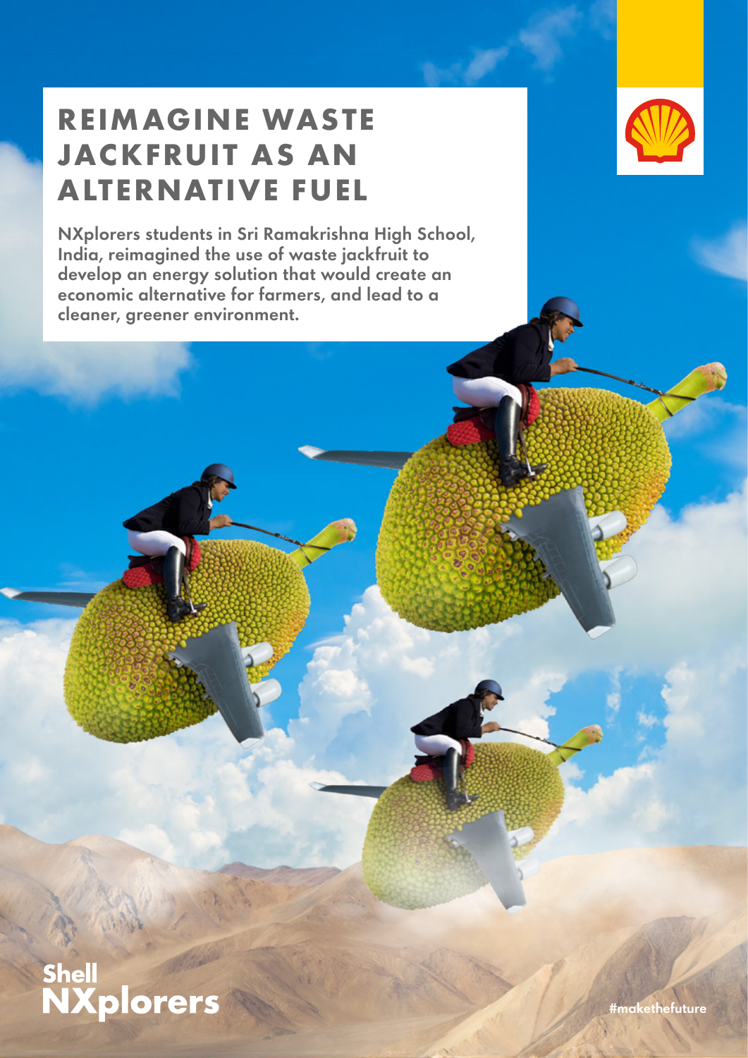# REIMAGINE WASTE JACKFRUIT AS AN ALTERNATIVE FUEL

**NXplorers students in Sri Ramakrishna High School, India, reimagined the use of waste jackfruit to develop an energy solution that would create an economic alternative for farmers, and lead to a cleaner, greener environment.**

Shell NXplorers

#makethefuture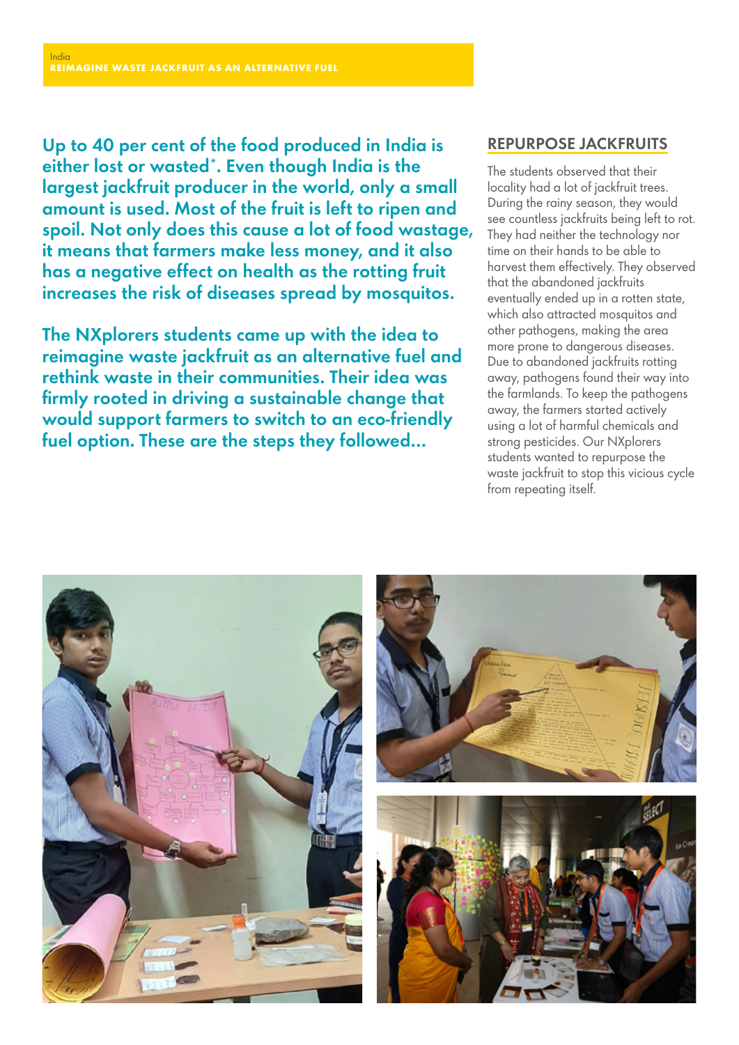India

**REIMAGINE WASTE JACKFRUIT AS AN ALTERNATIVE FUEL**

**Up to 40 per cent of the food produced in India is either lost or wasted*. Even though India is the largest jackfruit producer in the world, only a small amount is used. Most of the fruit is left to ripen and spoil. Not only does this cause a lot of food wastage, it means that farmers make less money, and it also has a negative effect on health as the rotting fruit increases the risk of diseases spread by mosquitos.**

**The NXplorers students came up with the idea to reimagine waste jackfruit as an alternative fuel and rethink waste in their communities. Their idea was firmly rooted in driving a sustainable change that would support farmers to switch to an eco-friendly fuel option. These are the steps they followed...**

## REPURPOSE JACKFRUITS

The students observed that their locality had a lot of jackfruit trees. During the rainy season, they would see countless jackfruits being left to rot. They had neither the technology nor time on their hands to be able to harvest them effectively. They observed that the abandoned jackfruits eventually ended up in a rotten state, which also attracted mosquitos and other pathogens, making the area more prone to dangerous diseases. Due to abandoned jackfruits rotting away, pathogens found their way into the farmlands. To keep the pathogens away, the farmers started actively using a lot of harmful chemicals and strong pesticides. Our NXplorers students wanted to repurpose the waste jackfruit to stop this vicious cycle from repeating itself.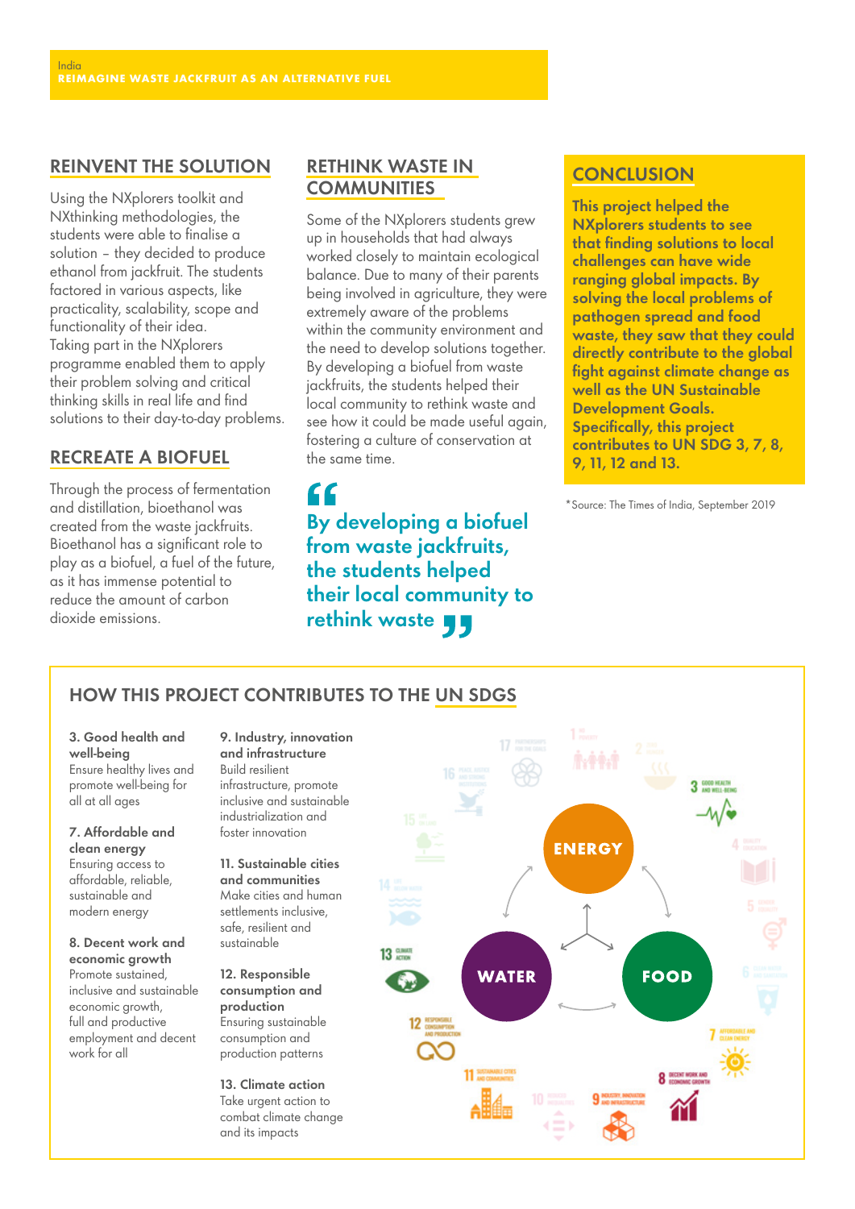India
**REIMAGINE WASTE JACKFRUIT AS AN ALTERNATIVE FUEL**

## REINVENT THE SOLUTION

Using the NXplorers toolkit and NXthinking methodologies, the students were able to finalise a solution – they decided to produce ethanol from jackfruit. The students factored in various aspects, like practicality, scalability, scope and functionality of their idea.
Taking part in the NXplorers programme enabled them to apply their problem solving and critical thinking skills in real life and find solutions to their day-to-day problems.

## RECREATE A BIOFUEL

Through the process of fermentation and distillation, bioethanol was created from the waste jackfruits. Bioethanol has a significant role to play as a biofuel, a fuel of the future, as it has immense potential to reduce the amount of carbon dioxide emissions.

## RETHINK WASTE IN COMMUNITIES

Some of the NXplorers students grew up in households that had always worked closely to maintain ecological balance. Due to many of their parents being involved in agriculture, they were extremely aware of the problems within the community environment and the need to develop solutions together. By developing a biofuel from waste jackfruits, the students helped their local community to rethink waste and see how it could be made useful again, fostering a culture of conservation at the same time.

> "By developing a biofuel from waste jackfruits, the students helped their local community to rethink waste"

## CONCLUSION

**This project helped the NXplorers students to see that finding solutions to local challenges can have wide ranging global impacts. By solving the local problems of pathogen spread and food waste, they saw that they could directly contribute to the global fight against climate change as well as the UN Sustainable Development Goals. Specifically, this project contributes to UN SDG 3, 7, 8, 9, 11, 12 and 13.**

*Source: The Times of India, September 2019

## HOW THIS PROJECT CONTRIBUTES TO THE UN SDGS

**3. Good health and well-being**
Ensure healthy lives and promote well-being for all at all ages

**7. Affordable and clean energy**
Ensuring access to affordable, reliable, sustainable and modern energy

**8. Decent work and economic growth**
Promote sustained, inclusive and sustainable economic growth, full and productive employment and decent work for all

**9. Industry, innovation and infrastructure**
Build resilient infrastructure, promote inclusive and sustainable industrialization and foster innovation

**11. Sustainable cities and communities**
Make cities and human settlements inclusive, safe, resilient and sustainable

**12. Responsible consumption and production**
Ensuring sustainable consumption and production patterns

**13. Climate action**
Take urgent action to combat climate change and its impacts

ENERGY
WATER
FOOD